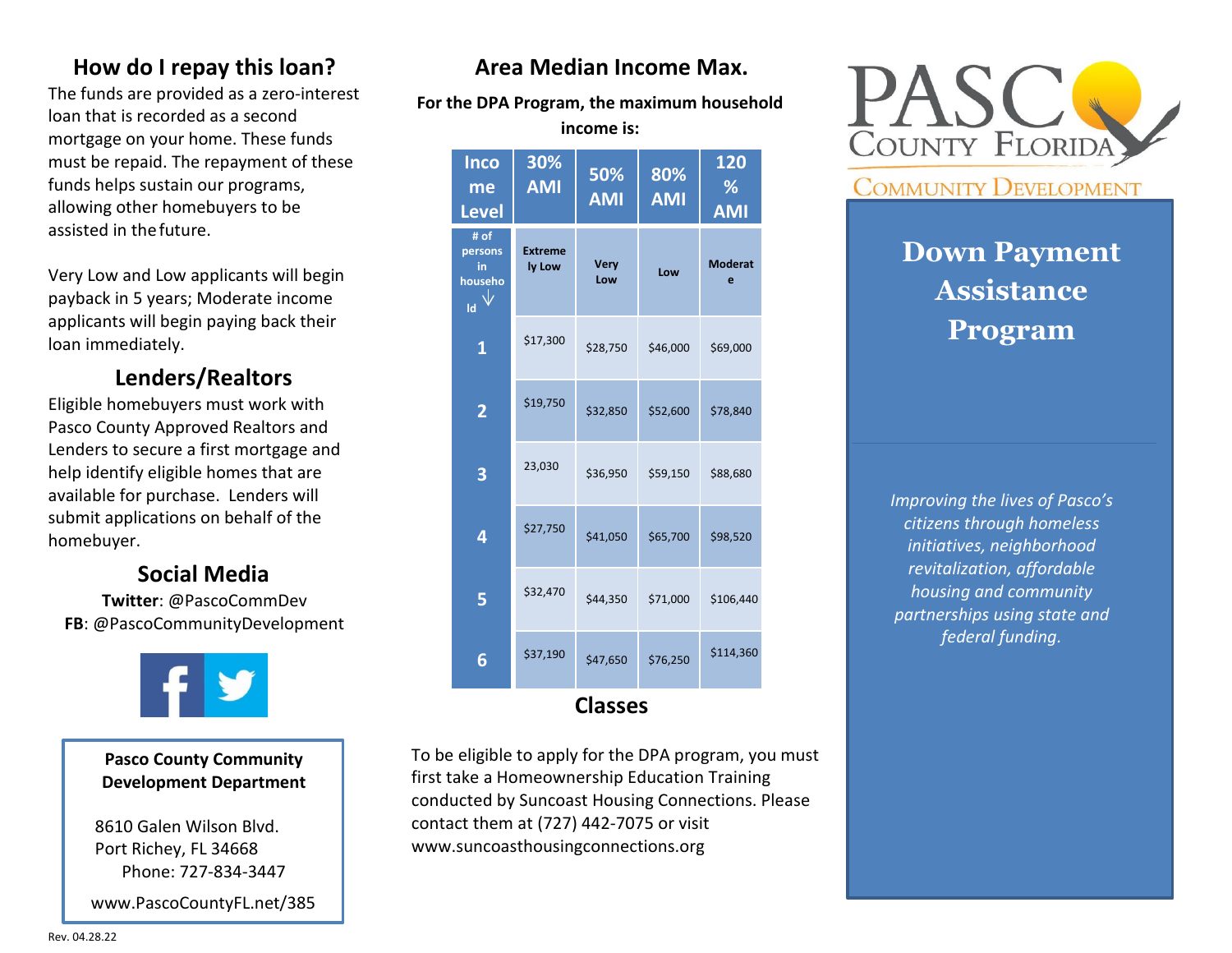## How do I repay this loan?

The funds are provided as a zero-interest loan that is recorded as a second mortgage on your home. These funds must be repaid. The repayment of these funds helps sustain our programs, allowing other homebuyers to be assisted in the future.

Very Low and Low applicants will begin payback in 5 years; Moderate income applicants will begin paying back their loan immediately.

## Lenders/Realtors

Eligible homebuyers must work with Pasco County Approved Realtors and Lenders to secure a first mortgage and help identify eligible homes that are available for purchase. Lenders will submit applications on behalf of the homebuyer.

## Social Media

**Twitter**: @PascoCommDev
**FB**: @PascoCommunityDevelopment

**Pasco County Community Development Department**

8610 Galen Wilson Blvd.
Port Richey, FL 34668
Phone: 727-834-3447

www.PascoCountyFL.net/385

Rev. 04.28.22

## Area Median Income Max.

**For the DPA Program, the maximum household income is:**

| Income Level | 30% AMI | 50% AMI | 80% AMI | 120 % AMI |
|---|---|---|---|---|
| # of persons in household ↓ | Extremely Low | Very Low | Low | Moderate |
| 1 | $17,300 | $28,750 | $46,000 | $69,000 |
| 2 | $19,750 | $32,850 | $52,600 | $78,840 |
| 3 | 23,030 | $36,950 | $59,150 | $88,680 |
| 4 | $27,750 | $41,050 | $65,700 | $98,520 |
| 5 | $32,470 | $44,350 | $71,000 | $106,440 |
| 6 | $37,190 | $47,650 | $76,250 | $114,360 |

## Classes

To be eligible to apply for the DPA program, you must first take a Homeownership Education Training conducted by Suncoast Housing Connections. Please contact them at (727) 442-7075 or visit www.suncoasthousingconnections.org

PASCO COUNTY FLORIDA
COMMUNITY DEVELOPMENT

# Down Payment Assistance Program

*Improving the lives of Pasco's citizens through homeless initiatives, neighborhood revitalization, affordable housing and community partnerships using state and federal funding.*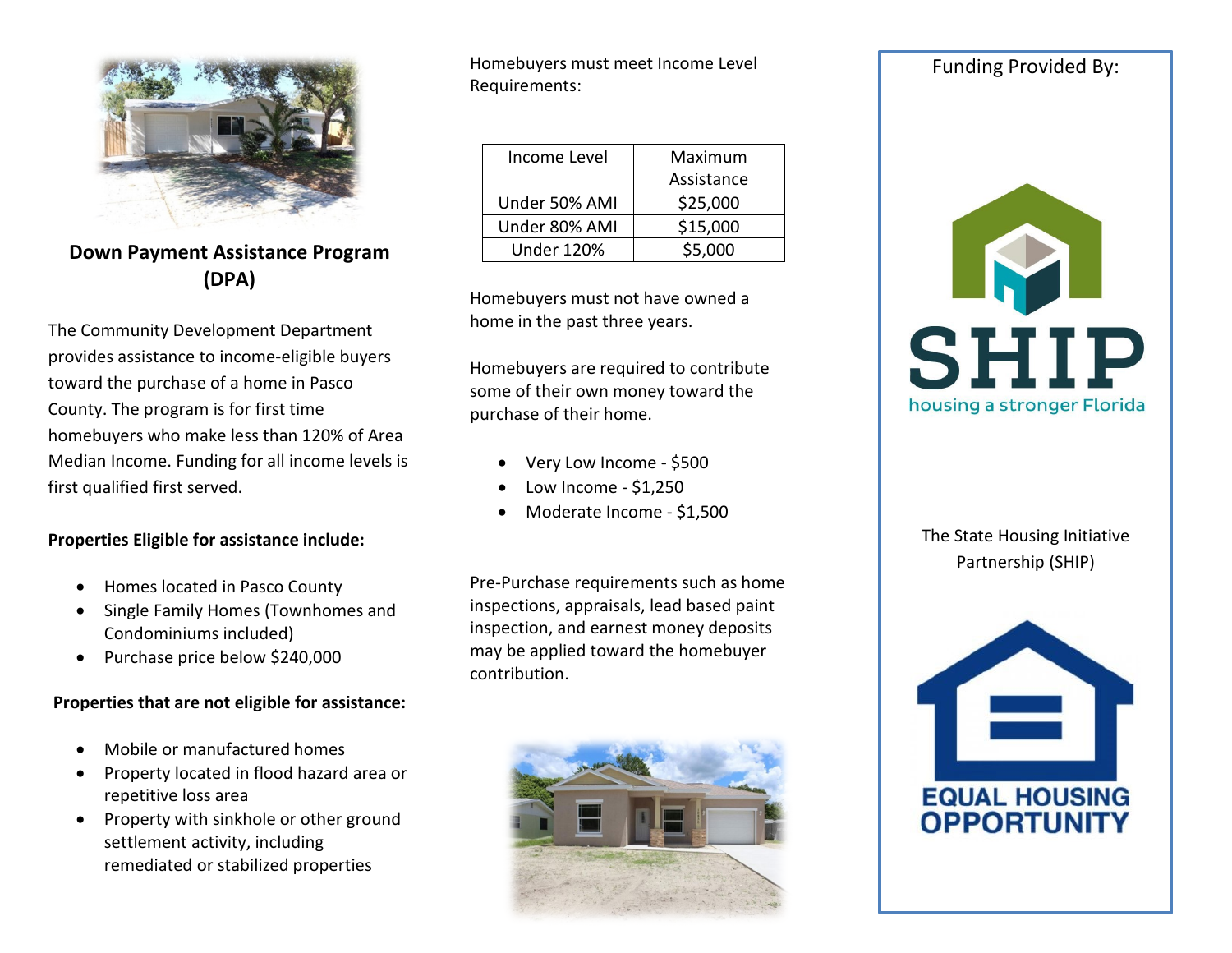## Down Payment Assistance Program (DPA)

The Community Development Department provides assistance to income-eligible buyers toward the purchase of a home in Pasco County. The program is for first time homebuyers who make less than 120% of Area Median Income. Funding for all income levels is first qualified first served.

**Properties Eligible for assistance include:**

- Homes located in Pasco County
- Single Family Homes (Townhomes and Condominiums included)
- Purchase price below $240,000

**Properties that are not eligible for assistance:**

- Mobile or manufactured homes
- Property located in flood hazard area or repetitive loss area
- Property with sinkhole or other ground settlement activity, including remediated or stabilized properties

Homebuyers must meet Income Level Requirements:

| Income Level | Maximum Assistance |
| --- | --- |
| Under 50% AMI | $25,000 |
| Under 80% AMI | $15,000 |
| Under 120% | $5,000 |

Homebuyers must not have owned a home in the past three years.

Homebuyers are required to contribute some of their own money toward the purchase of their home.

- Very Low Income - $500
- Low Income - $1,250
- Moderate Income - $1,500

Pre-Purchase requirements such as home inspections, appraisals, lead based paint inspection, and earnest money deposits may be applied toward the homebuyer contribution.

Funding Provided By:

SHIP

housing a stronger Florida

The State Housing Initiative Partnership (SHIP)

EQUAL HOUSING OPPORTUNITY